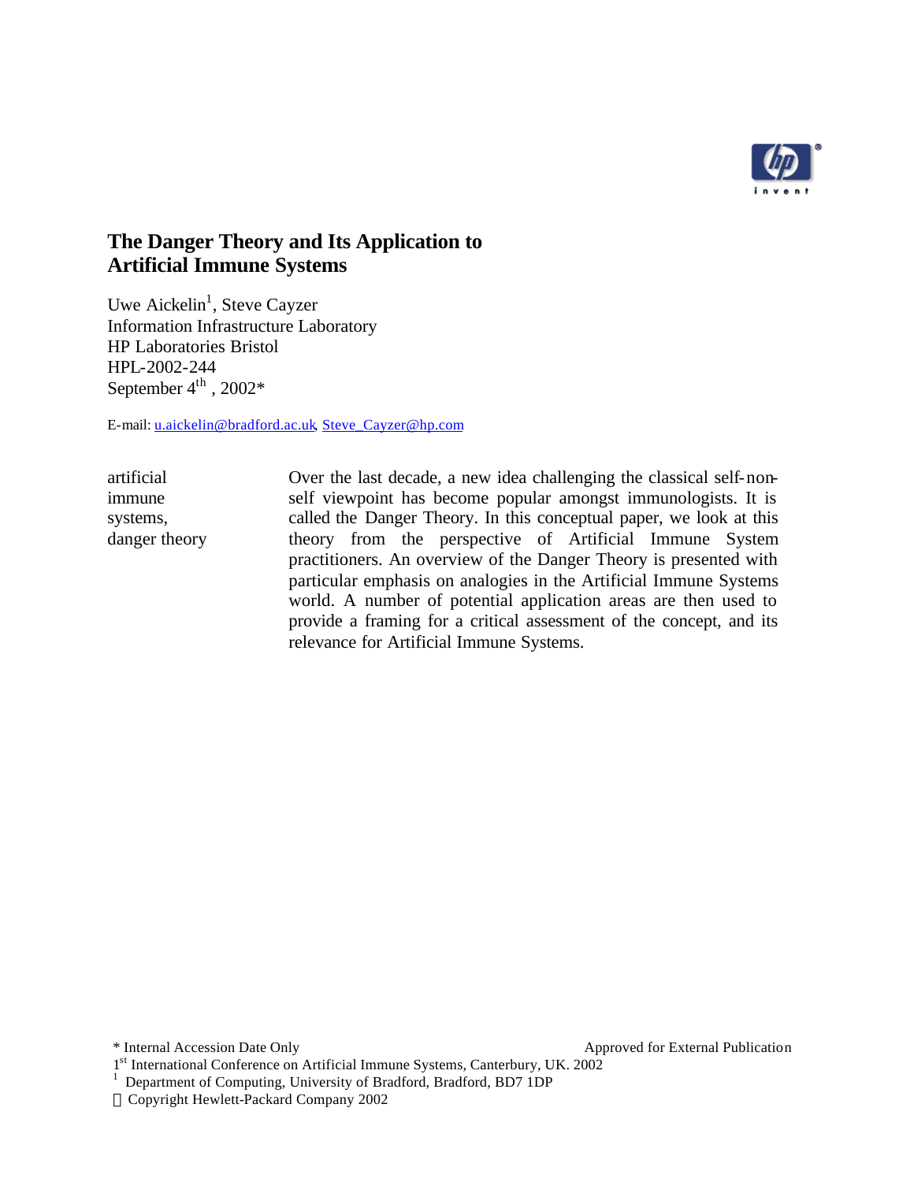# The Danger Theory and Its Application to Artificial Immune Systems

Uwe Aickelin[1], Steve Cayzer
Information Infrastructure Laboratory
HP Laboratories Bristol
HPL-2002-244
September 4th, 2002*

E-mail: u.aickelin@bradford.ac.uk, Steve_Cayzer@hp.com

artificial immune systems, danger theory

Over the last decade, a new idea challenging the classical self-non-self viewpoint has become popular amongst immunologists. It is called the Danger Theory. In this conceptual paper, we look at this theory from the perspective of Artificial Immune System practitioners. An overview of the Danger Theory is presented with particular emphasis on analogies in the Artificial Immune Systems world. A number of potential application areas are then used to provide a framing for a critical assessment of the concept, and its relevance for Artificial Immune Systems.

---

\* Internal Accession Date Only — Approved for External Publication

1st International Conference on Artificial Immune Systems, Canterbury, UK. 2002

[1] Department of Computing, University of Bradford, Bradford, BD7 1DP

© Copyright Hewlett-Packard Company 2002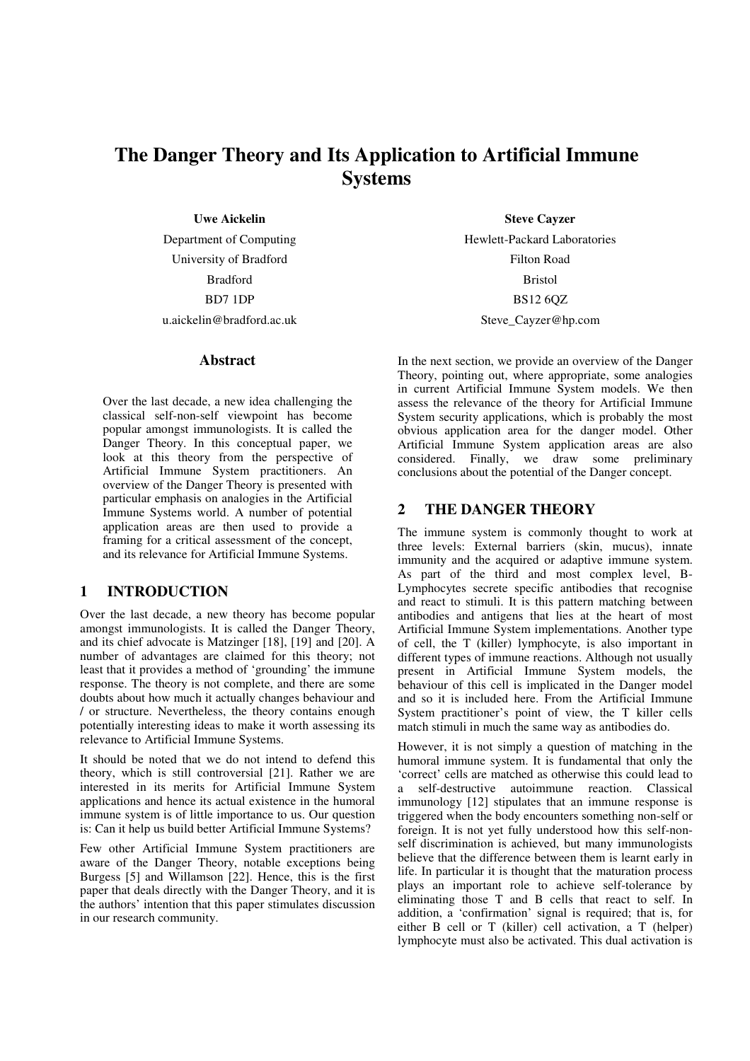# The Danger Theory and Its Application to Artificial Immune Systems

**Uwe Aickelin**
Department of Computing
University of Bradford
Bradford
BD7 1DP
u.aickelin@bradford.ac.uk

**Steve Cayzer**
Hewlett-Packard Laboratories
Filton Road
Bristol
BS12 6QZ
Steve_Cayzer@hp.com

## Abstract

Over the last decade, a new idea challenging the classical self-non-self viewpoint has become popular amongst immunologists. It is called the Danger Theory. In this conceptual paper, we look at this theory from the perspective of Artificial Immune System practitioners. An overview of the Danger Theory is presented with particular emphasis on analogies in the Artificial Immune Systems world. A number of potential application areas are then used to provide a framing for a critical assessment of the concept, and its relevance for Artificial Immune Systems.

## 1 INTRODUCTION

Over the last decade, a new theory has become popular amongst immunologists. It is called the Danger Theory, and its chief advocate is Matzinger [18], [19] and [20]. A number of advantages are claimed for this theory; not least that it provides a method of 'grounding' the immune response. The theory is not complete, and there are some doubts about how much it actually changes behaviour and / or structure. Nevertheless, the theory contains enough potentially interesting ideas to make it worth assessing its relevance to Artificial Immune Systems.

It should be noted that we do not intend to defend this theory, which is still controversial [21]. Rather we are interested in its merits for Artificial Immune System applications and hence its actual existence in the humoral immune system is of little importance to us. Our question is: Can it help us build better Artificial Immune Systems?

Few other Artificial Immune System practitioners are aware of the Danger Theory, notable exceptions being Burgess [5] and Willamson [22]. Hence, this is the first paper that deals directly with the Danger Theory, and it is the authors' intention that this paper stimulates discussion in our research community.

In the next section, we provide an overview of the Danger Theory, pointing out, where appropriate, some analogies in current Artificial Immune System models. We then assess the relevance of the theory for Artificial Immune System security applications, which is probably the most obvious application area for the danger model. Other Artificial Immune System application areas are also considered. Finally, we draw some preliminary conclusions about the potential of the Danger concept.

## 2 THE DANGER THEORY

The immune system is commonly thought to work at three levels: External barriers (skin, mucus), innate immunity and the acquired or adaptive immune system. As part of the third and most complex level, B-Lymphocytes secrete specific antibodies that recognise and react to stimuli. It is this pattern matching between antibodies and antigens that lies at the heart of most Artificial Immune System implementations. Another type of cell, the T (killer) lymphocyte, is also important in different types of immune reactions. Although not usually present in Artificial Immune System models, the behaviour of this cell is implicated in the Danger model and so it is included here. From the Artificial Immune System practitioner's point of view, the T killer cells match stimuli in much the same way as antibodies do.

However, it is not simply a question of matching in the humoral immune system. It is fundamental that only the 'correct' cells are matched as otherwise this could lead to a self-destructive autoimmune reaction. Classical immunology [12] stipulates that an immune response is triggered when the body encounters something non-self or foreign. It is not yet fully understood how this self-non-self discrimination is achieved, but many immunologists believe that the difference between them is learnt early in life. In particular it is thought that the maturation process plays an important role to achieve self-tolerance by eliminating those T and B cells that react to self. In addition, a 'confirmation' signal is required; that is, for either B cell or T (killer) cell activation, a T (helper) lymphocyte must also be activated. This dual activation is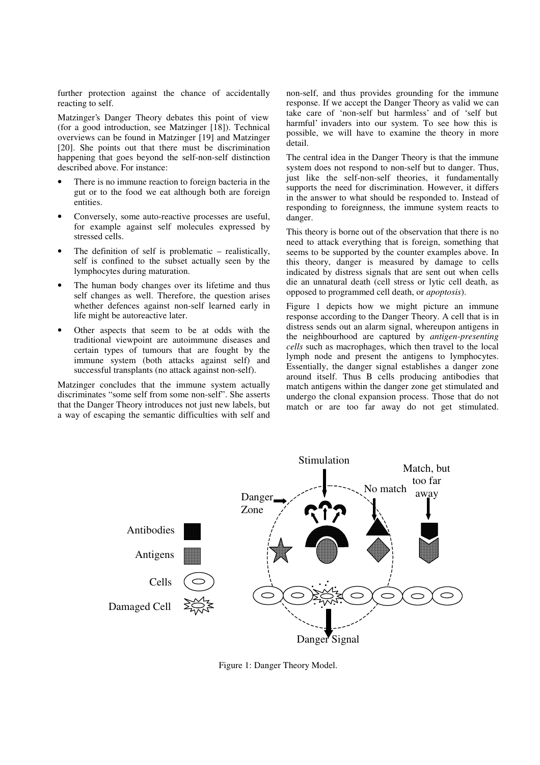further protection against the chance of accidentally reacting to self.

Matzinger's Danger Theory debates this point of view (for a good introduction, see Matzinger [18]). Technical overviews can be found in Matzinger [19] and Matzinger [20]. She points out that there must be discrimination happening that goes beyond the self-non-self distinction described above. For instance:

- There is no immune reaction to foreign bacteria in the gut or to the food we eat although both are foreign entities.
- Conversely, some auto-reactive processes are useful, for example against self molecules expressed by stressed cells.
- The definition of self is problematic – realistically, self is confined to the subset actually seen by the lymphocytes during maturation.
- The human body changes over its lifetime and thus self changes as well. Therefore, the question arises whether defences against non-self learned early in life might be autoreactive later.
- Other aspects that seem to be at odds with the traditional viewpoint are autoimmune diseases and certain types of tumours that are fought by the immune system (both attacks against self) and successful transplants (no attack against non-self).

Matzinger concludes that the immune system actually discriminates "some self from some non-self". She asserts that the Danger Theory introduces not just new labels, but a way of escaping the semantic difficulties with self and non-self, and thus provides grounding for the immune response. If we accept the Danger Theory as valid we can take care of 'non-self but harmless' and of 'self but harmful' invaders into our system. To see how this is possible, we will have to examine the theory in more detail.

The central idea in the Danger Theory is that the immune system does not respond to non-self but to danger. Thus, just like the self-non-self theories, it fundamentally supports the need for discrimination. However, it differs in the answer to what should be responded to. Instead of responding to foreignness, the immune system reacts to danger.

This theory is borne out of the observation that there is no need to attack everything that is foreign, something that seems to be supported by the counter examples above. In this theory, danger is measured by damage to cells indicated by distress signals that are sent out when cells die an unnatural death (cell stress or lytic cell death, as opposed to programmed cell death, or *apoptosis*).

Figure 1 depicts how we might picture an immune response according to the Danger Theory. A cell that is in distress sends out an alarm signal, whereupon antigens in the neighbourhood are captured by *antigen-presenting cells* such as macrophages, which then travel to the local lymph node and present the antigens to lymphocytes. Essentially, the danger signal establishes a danger zone around itself. Thus B cells producing antibodies that match antigens within the danger zone get stimulated and undergo the clonal expansion process. Those that do not match or are too far away do not get stimulated.

Figure 1: Danger Theory Model.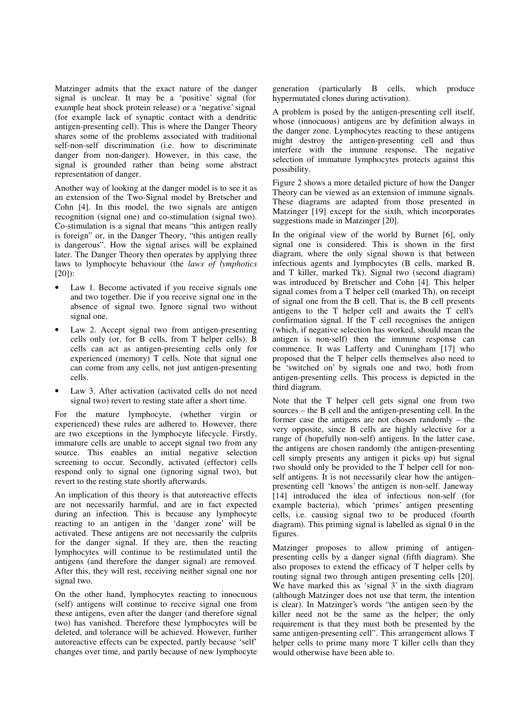Matzinger admits that the exact nature of the danger signal is unclear. It may be a 'positive' signal (for example heat shock protein release) or a 'negative' signal (for example lack of synaptic contact with a dendritic antigen-presenting cell). This is where the Danger Theory shares some of the problems associated with traditional self-non-self discrimination (i.e. how to discriminate danger from non-danger). However, in this case, the signal is grounded rather than being some abstract representation of danger.

Another way of looking at the danger model is to see it as an extension of the Two-Signal model by Bretscher and Cohn [4]. In this model, the two signals are antigen recognition (signal one) and co-stimulation (signal two). Co-stimulation is a signal that means "this antigen really is foreign" or, in the Danger Theory, "this antigen really is dangerous". How the signal arises will be explained later. The Danger Theory then operates by applying three laws to lymphocyte behaviour (the *laws of lymphotics* [20]):

- Law 1. Become activated if you receive signals one and two together. Die if you receive signal one in the absence of signal two. Ignore signal two without signal one.
- Law 2. Accept signal two from antigen-presenting cells only (or, for B cells, from T helper cells). B cells can act as antigen-presenting cells only for experienced (memory) T cells. Note that signal one can come from any cells, not just antigen-presenting cells.
- Law 3. After activation (activated cells do not need signal two) revert to resting state after a short time.

For the mature lymphocyte, (whether virgin or experienced) these rules are adhered to. However, there are two exceptions in the lymphocyte lifecycle. Firstly, immature cells are unable to accept signal two from any source. This enables an initial negative selection screening to occur. Secondly, activated (effector) cells respond only to signal one (ignoring signal two), but revert to the resting state shortly afterwards.

An implication of this theory is that autoreactive effects are not necessarily harmful, and are in fact expected during an infection. This is because any lymphocyte reacting to an antigen in the 'danger zone' will be activated. These antigens are not necessarily the culprits for the danger signal. If they are, then the reacting lymphocytes will continue to be restimulated until the antigens (and therefore the danger signal) are removed. After this, they will rest, receiving neither signal one nor signal two.

On the other hand, lymphocytes reacting to innocuous (self) antigens will continue to receive signal one from these antigens, even after the danger (and therefore signal two) has vanished. Therefore these lymphocytes will be deleted, and tolerance will be achieved. However, further autoreactive effects can be expected, partly because 'self' changes over time, and partly because of new lymphocyte generation (particularly B cells, which produce hypermutated clones during activation).

A problem is posed by the antigen-presenting cell itself, whose (innocuous) antigens are by definition always in the danger zone. Lymphocytes reacting to these antigens might destroy the antigen-presenting cell and thus interfere with the immune response. The negative selection of immature lymphocytes protects against this possibility.

Figure 2 shows a more detailed picture of how the Danger Theory can be viewed as an extension of immune signals. These diagrams are adapted from those presented in Matzinger [19] except for the sixth, which incorporates suggestions made in Matzinger [20].

In the original view of the world by Burnet [6], only signal one is considered. This is shown in the first diagram, where the only signal shown is that between infectious agents and lymphocytes (B cells, marked B, and T killer, marked Tk). Signal two (second diagram) was introduced by Bretscher and Cohn [4]. This helper signal comes from a T helper cell (marked Th), on receipt of signal one from the B cell. That is, the B cell presents antigens to the T helper cell and awaits the T cell's confirmation signal. If the T cell recognises the antigen (which, if negative selection has worked, should mean the antigen is non-self) then the immune response can commence. It was Lafferty and Cuningham [17] who proposed that the T helper cells themselves also need to be 'switched on' by signals one and two, both from antigen-presenting cells. This process is depicted in the third diagram.

Note that the T helper cell gets signal one from two sources – the B cell and the antigen-presenting cell. In the former case the antigens are not chosen randomly – the very opposite, since B cells are highly selective for a range of (hopefully non-self) antigens. In the latter case, the antigens are chosen randomly (the antigen-presenting cell simply presents any antigen it picks up) but signal two should only be provided to the T helper cell for non-self antigens. It is not necessarily clear how the antigen-presenting cell 'knows' the antigen is non-self. Janeway [14] introduced the idea of infectious non-self (for example bacteria), which 'primes' antigen presenting cells, i.e. causing signal two to be produced (fourth diagram). This priming signal is labelled as signal 0 in the figures.

Matzinger proposes to allow priming of antigen-presenting cells by a danger signal (fifth diagram). She also proposes to extend the efficacy of T helper cells by routing signal two through antigen presenting cells [20]. We have marked this as 'signal 3' in the sixth diagram (although Matzinger does not use that term, the intention is clear). In Matzinger's words "the antigen seen by the killer need not be the same as the helper; the only requirement is that they must both be presented by the same antigen-presenting cell". This arrangement allows T helper cells to prime many more T killer cells than they would otherwise have been able to.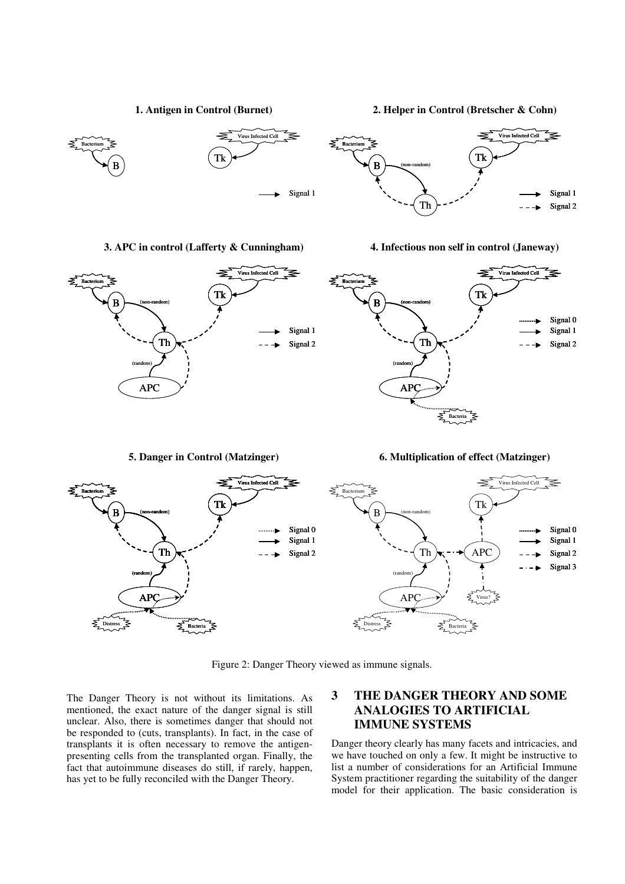Figure 2: Danger Theory viewed as immune signals.

The Danger Theory is not without its limitations. As mentioned, the exact nature of the danger signal is still unclear. Also, there is sometimes danger that should not be responded to (cuts, transplants). In fact, in the case of transplants it is often necessary to remove the antigen-presenting cells from the transplanted organ. Finally, the fact that autoimmune diseases do still, if rarely, happen, has yet to be fully reconciled with the Danger Theory.

## 3 THE DANGER THEORY AND SOME ANALOGIES TO ARTIFICIAL IMMUNE SYSTEMS

Danger theory clearly has many facets and intricacies, and we have touched on only a few. It might be instructive to list a number of considerations for an Artificial Immune System practitioner regarding the suitability of the danger model for their application. The basic consideration is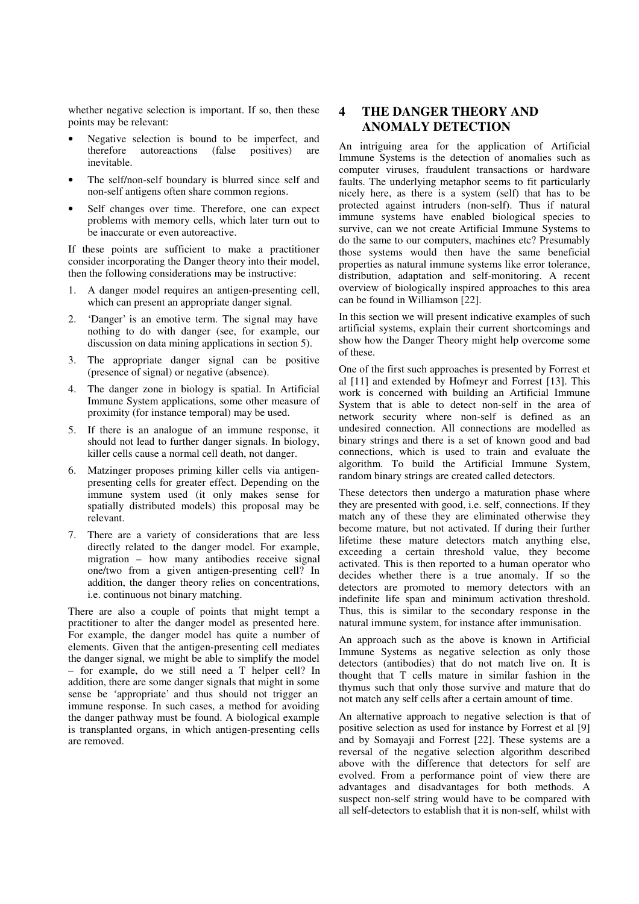whether negative selection is important. If so, then these points may be relevant:

- Negative selection is bound to be imperfect, and therefore autoreactions (false positives) are inevitable.
- The self/non-self boundary is blurred since self and non-self antigens often share common regions.
- Self changes over time. Therefore, one can expect problems with memory cells, which later turn out to be inaccurate or even autoreactive.

If these points are sufficient to make a practitioner consider incorporating the Danger theory into their model, then the following considerations may be instructive:

1. A danger model requires an antigen-presenting cell, which can present an appropriate danger signal.
2. 'Danger' is an emotive term. The signal may have nothing to do with danger (see, for example, our discussion on data mining applications in section 5).
3. The appropriate danger signal can be positive (presence of signal) or negative (absence).
4. The danger zone in biology is spatial. In Artificial Immune System applications, some other measure of proximity (for instance temporal) may be used.
5. If there is an analogue of an immune response, it should not lead to further danger signals. In biology, killer cells cause a normal cell death, not danger.
6. Matzinger proposes priming killer cells via antigen-presenting cells for greater effect. Depending on the immune system used (it only makes sense for spatially distributed models) this proposal may be relevant.
7. There are a variety of considerations that are less directly related to the danger model. For example, migration – how many antibodies receive signal one/two from a given antigen-presenting cell? In addition, the danger theory relies on concentrations, i.e. continuous not binary matching.

There are also a couple of points that might tempt a practitioner to alter the danger model as presented here. For example, the danger model has quite a number of elements. Given that the antigen-presenting cell mediates the danger signal, we might be able to simplify the model – for example, do we still need a T helper cell? In addition, there are some danger signals that might in some sense be 'appropriate' and thus should not trigger an immune response. In such cases, a method for avoiding the danger pathway must be found. A biological example is transplanted organs, in which antigen-presenting cells are removed.

# 4 THE DANGER THEORY AND ANOMALY DETECTION

An intriguing area for the application of Artificial Immune Systems is the detection of anomalies such as computer viruses, fraudulent transactions or hardware faults. The underlying metaphor seems to fit particularly nicely here, as there is a system (self) that has to be protected against intruders (non-self). Thus if natural immune systems have enabled biological species to survive, can we not create Artificial Immune Systems to do the same to our computers, machines etc? Presumably those systems would then have the same beneficial properties as natural immune systems like error tolerance, distribution, adaptation and self-monitoring. A recent overview of biologically inspired approaches to this area can be found in Williamson [22].

In this section we will present indicative examples of such artificial systems, explain their current shortcomings and show how the Danger Theory might help overcome some of these.

One of the first such approaches is presented by Forrest et al [11] and extended by Hofmeyr and Forrest [13]. This work is concerned with building an Artificial Immune System that is able to detect non-self in the area of network security where non-self is defined as an undesired connection. All connections are modelled as binary strings and there is a set of known good and bad connections, which is used to train and evaluate the algorithm. To build the Artificial Immune System, random binary strings are created called detectors.

These detectors then undergo a maturation phase where they are presented with good, i.e. self, connections. If they match any of these they are eliminated otherwise they become mature, but not activated. If during their further lifetime these mature detectors match anything else, exceeding a certain threshold value, they become activated. This is then reported to a human operator who decides whether there is a true anomaly. If so the detectors are promoted to memory detectors with an indefinite life span and minimum activation threshold. Thus, this is similar to the secondary response in the natural immune system, for instance after immunisation.

An approach such as the above is known in Artificial Immune Systems as negative selection as only those detectors (antibodies) that do not match live on. It is thought that T cells mature in similar fashion in the thymus such that only those survive and mature that do not match any self cells after a certain amount of time.

An alternative approach to negative selection is that of positive selection as used for instance by Forrest et al [9] and by Somayaji and Forrest [22]. These systems are a reversal of the negative selection algorithm described above with the difference that detectors for self are evolved. From a performance point of view there are advantages and disadvantages for both methods. A suspect non-self string would have to be compared with all self-detectors to establish that it is non-self, whilst with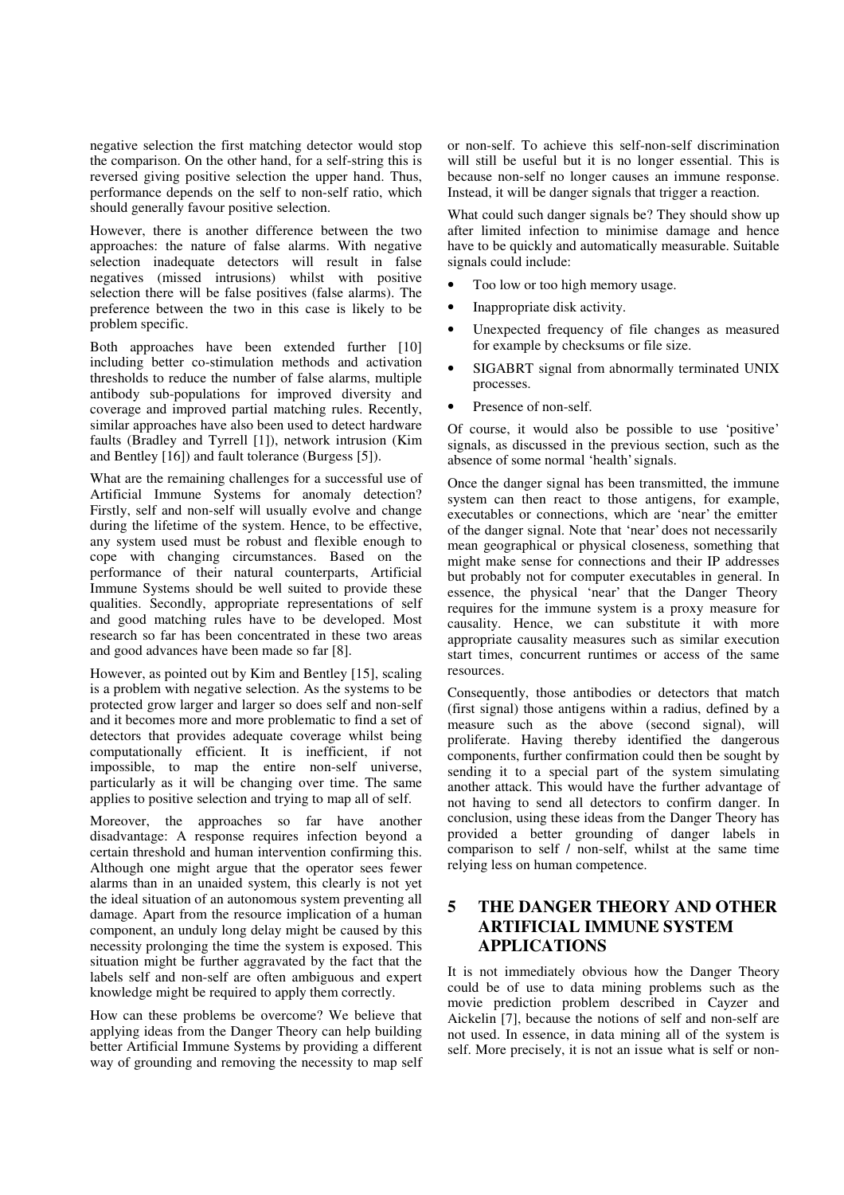negative selection the first matching detector would stop the comparison. On the other hand, for a self-string this is reversed giving positive selection the upper hand. Thus, performance depends on the self to non-self ratio, which should generally favour positive selection.

However, there is another difference between the two approaches: the nature of false alarms. With negative selection inadequate detectors will result in false negatives (missed intrusions) whilst with positive selection there will be false positives (false alarms). The preference between the two in this case is likely to be problem specific.

Both approaches have been extended further [10] including better co-stimulation methods and activation thresholds to reduce the number of false alarms, multiple antibody sub-populations for improved diversity and coverage and improved partial matching rules. Recently, similar approaches have also been used to detect hardware faults (Bradley and Tyrrell [1]), network intrusion (Kim and Bentley [16]) and fault tolerance (Burgess [5]).

What are the remaining challenges for a successful use of Artificial Immune Systems for anomaly detection? Firstly, self and non-self will usually evolve and change during the lifetime of the system. Hence, to be effective, any system used must be robust and flexible enough to cope with changing circumstances. Based on the performance of their natural counterparts, Artificial Immune Systems should be well suited to provide these qualities. Secondly, appropriate representations of self and good matching rules have to be developed. Most research so far has been concentrated in these two areas and good advances have been made so far [8].

However, as pointed out by Kim and Bentley [15], scaling is a problem with negative selection. As the systems to be protected grow larger and larger so does self and non-self and it becomes more and more problematic to find a set of detectors that provides adequate coverage whilst being computationally efficient. It is inefficient, if not impossible, to map the entire non-self universe, particularly as it will be changing over time. The same applies to positive selection and trying to map all of self.

Moreover, the approaches so far have another disadvantage: A response requires infection beyond a certain threshold and human intervention confirming this. Although one might argue that the operator sees fewer alarms than in an unaided system, this clearly is not yet the ideal situation of an autonomous system preventing all damage. Apart from the resource implication of a human component, an unduly long delay might be caused by this necessity prolonging the time the system is exposed. This situation might be further aggravated by the fact that the labels self and non-self are often ambiguous and expert knowledge might be required to apply them correctly.

How can these problems be overcome? We believe that applying ideas from the Danger Theory can help building better Artificial Immune Systems by providing a different way of grounding and removing the necessity to map self or non-self. To achieve this self-non-self discrimination will still be useful but it is no longer essential. This is because non-self no longer causes an immune response. Instead, it will be danger signals that trigger a reaction.

What could such danger signals be? They should show up after limited infection to minimise damage and hence have to be quickly and automatically measurable. Suitable signals could include:

- Too low or too high memory usage.
- Inappropriate disk activity.
- Unexpected frequency of file changes as measured for example by checksums or file size.
- SIGABRT signal from abnormally terminated UNIX processes.
- Presence of non-self.

Of course, it would also be possible to use 'positive' signals, as discussed in the previous section, such as the absence of some normal 'health' signals.

Once the danger signal has been transmitted, the immune system can then react to those antigens, for example, executables or connections, which are 'near' the emitter of the danger signal. Note that 'near' does not necessarily mean geographical or physical closeness, something that might make sense for connections and their IP addresses but probably not for computer executables in general. In essence, the physical 'near' that the Danger Theory requires for the immune system is a proxy measure for causality. Hence, we can substitute it with more appropriate causality measures such as similar execution start times, concurrent runtimes or access of the same resources.

Consequently, those antibodies or detectors that match (first signal) those antigens within a radius, defined by a measure such as the above (second signal), will proliferate. Having thereby identified the dangerous components, further confirmation could then be sought by sending it to a special part of the system simulating another attack. This would have the further advantage of not having to send all detectors to confirm danger. In conclusion, using these ideas from the Danger Theory has provided a better grounding of danger labels in comparison to self / non-self, whilst at the same time relying less on human competence.

## 5 THE DANGER THEORY AND OTHER ARTIFICIAL IMMUNE SYSTEM APPLICATIONS

It is not immediately obvious how the Danger Theory could be of use to data mining problems such as the movie prediction problem described in Cayzer and Aickelin [7], because the notions of self and non-self are not used. In essence, in data mining all of the system is self. More precisely, it is not an issue what is self or non-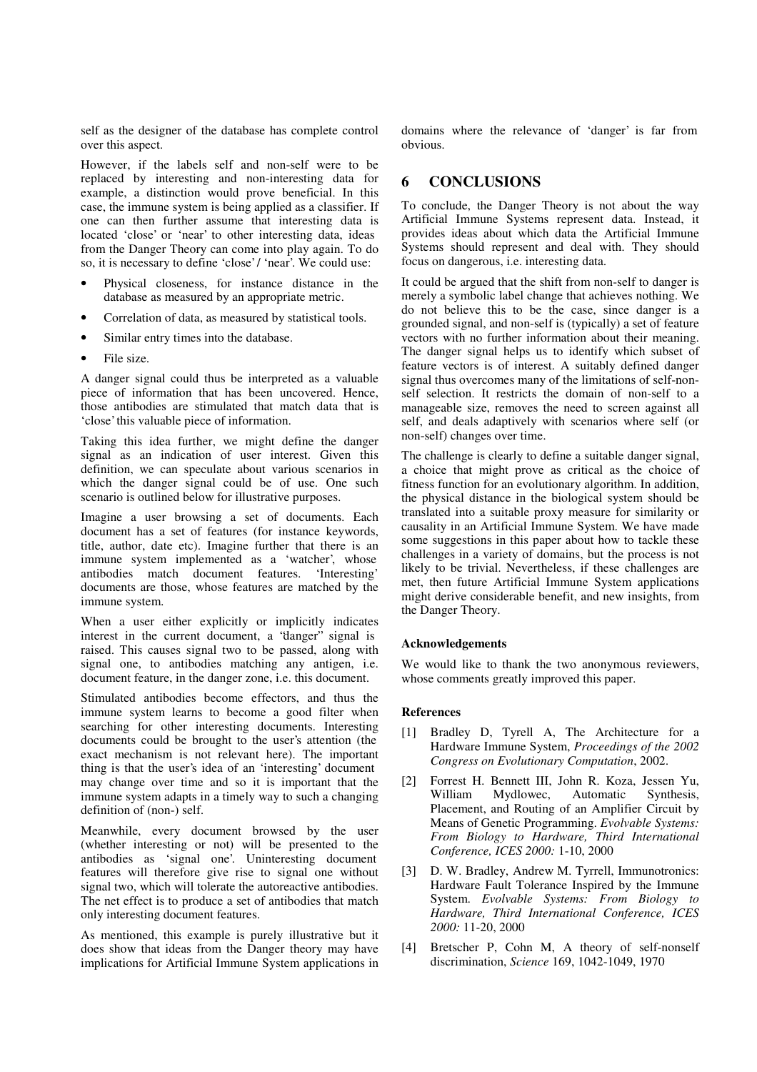self as the designer of the database has complete control over this aspect.

However, if the labels self and non-self were to be replaced by interesting and non-interesting data for example, a distinction would prove beneficial. In this case, the immune system is being applied as a classifier. If one can then further assume that interesting data is located 'close' or 'near' to other interesting data, ideas from the Danger Theory can come into play again. To do so, it is necessary to define 'close' / 'near'. We could use:

- Physical closeness, for instance distance in the database as measured by an appropriate metric.
- Correlation of data, as measured by statistical tools.
- Similar entry times into the database.
- File size.

A danger signal could thus be interpreted as a valuable piece of information that has been uncovered. Hence, those antibodies are stimulated that match data that is 'close' this valuable piece of information.

Taking this idea further, we might define the danger signal as an indication of user interest. Given this definition, we can speculate about various scenarios in which the danger signal could be of use. One such scenario is outlined below for illustrative purposes.

Imagine a user browsing a set of documents. Each document has a set of features (for instance keywords, title, author, date etc). Imagine further that there is an immune system implemented as a 'watcher', whose antibodies match document features. 'Interesting' documents are those, whose features are matched by the immune system.

When a user either explicitly or implicitly indicates interest in the current document, a "danger" signal is raised. This causes signal two to be passed, along with signal one, to antibodies matching any antigen, i.e. document feature, in the danger zone, i.e. this document.

Stimulated antibodies become effectors, and thus the immune system learns to become a good filter when searching for other interesting documents. Interesting documents could be brought to the user's attention (the exact mechanism is not relevant here). The important thing is that the user's idea of an 'interesting' document may change over time and so it is important that the immune system adapts in a timely way to such a changing definition of (non-) self.

Meanwhile, every document browsed by the user (whether interesting or not) will be presented to the antibodies as 'signal one'. Uninteresting document features will therefore give rise to signal one without signal two, which will tolerate the autoreactive antibodies. The net effect is to produce a set of antibodies that match only interesting document features.

As mentioned, this example is purely illustrative but it does show that ideas from the Danger theory may have implications for Artificial Immune System applications in domains where the relevance of 'danger' is far from obvious.

## 6 CONCLUSIONS

To conclude, the Danger Theory is not about the way Artificial Immune Systems represent data. Instead, it provides ideas about which data the Artificial Immune Systems should represent and deal with. They should focus on dangerous, i.e. interesting data.

It could be argued that the shift from non-self to danger is merely a symbolic label change that achieves nothing. We do not believe this to be the case, since danger is a grounded signal, and non-self is (typically) a set of feature vectors with no further information about their meaning. The danger signal helps us to identify which subset of feature vectors is of interest. A suitably defined danger signal thus overcomes many of the limitations of self-non-self selection. It restricts the domain of non-self to a manageable size, removes the need to screen against all self, and deals adaptively with scenarios where self (or non-self) changes over time.

The challenge is clearly to define a suitable danger signal, a choice that might prove as critical as the choice of fitness function for an evolutionary algorithm. In addition, the physical distance in the biological system should be translated into a suitable proxy measure for similarity or causality in an Artificial Immune System. We have made some suggestions in this paper about how to tackle these challenges in a variety of domains, but the process is not likely to be trivial. Nevertheless, if these challenges are met, then future Artificial Immune System applications might derive considerable benefit, and new insights, from the Danger Theory.

### Acknowledgements

We would like to thank the two anonymous reviewers, whose comments greatly improved this paper.

### References

[1] Bradley D, Tyrell A, The Architecture for a Hardware Immune System, *Proceedings of the 2002 Congress on Evolutionary Computation*, 2002.

[2] Forrest H. Bennett III, John R. Koza, Jessen Yu, William Mydlowec, Automatic Synthesis, Placement, and Routing of an Amplifier Circuit by Means of Genetic Programming. *Evolvable Systems: From Biology to Hardware, Third International Conference, ICES 2000:* 1-10, 2000

[3] D. W. Bradley, Andrew M. Tyrrell, Immunotronics: Hardware Fault Tolerance Inspired by the Immune System. *Evolvable Systems: From Biology to Hardware, Third International Conference, ICES 2000:* 11-20, 2000

[4] Bretscher P, Cohn M, A theory of self-nonself discrimination, *Science* 169, 1042-1049, 1970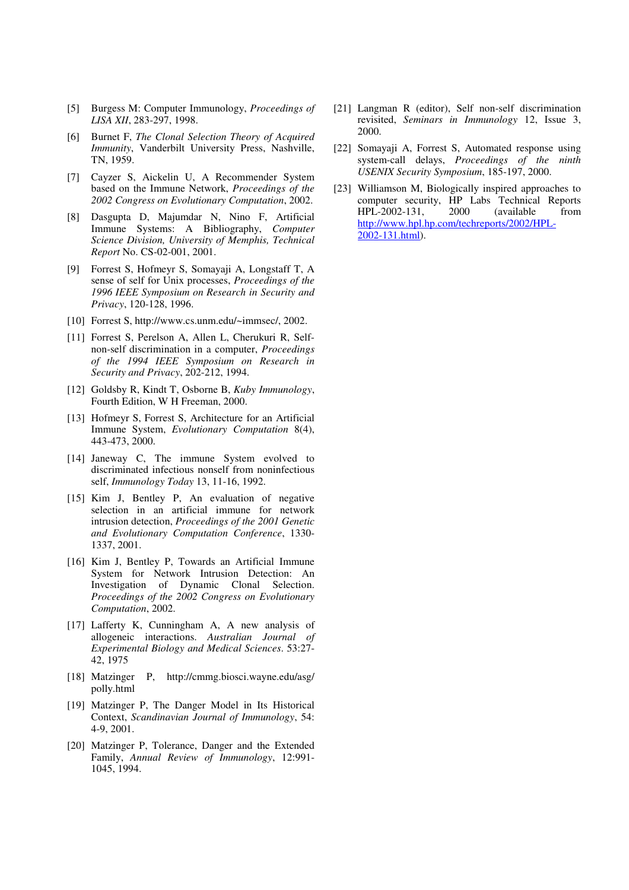[5] Burgess M: Computer Immunology, *Proceedings of LISA XII*, 283-297, 1998.

[6] Burnet F, *The Clonal Selection Theory of Acquired Immunity*, Vanderbilt University Press, Nashville, TN, 1959.

[7] Cayzer S, Aickelin U, A Recommender System based on the Immune Network, *Proceedings of the 2002 Congress on Evolutionary Computation*, 2002.

[8] Dasgupta D, Majumdar N, Nino F, Artificial Immune Systems: A Bibliography, *Computer Science Division, University of Memphis, Technical Report* No. CS-02-001, 2001.

[9] Forrest S, Hofmeyr S, Somayaji A, Longstaff T, A sense of self for Unix processes, *Proceedings of the 1996 IEEE Symposium on Research in Security and Privacy*, 120-128, 1996.

[10] Forrest S, http://www.cs.unm.edu/~immsec/, 2002.

[11] Forrest S, Perelson A, Allen L, Cherukuri R, Self-non-self discrimination in a computer, *Proceedings of the 1994 IEEE Symposium on Research in Security and Privacy*, 202-212, 1994.

[12] Goldsby R, Kindt T, Osborne B, *Kuby Immunology*, Fourth Edition, W H Freeman, 2000.

[13] Hofmeyr S, Forrest S, Architecture for an Artificial Immune System, *Evolutionary Computation* 8(4), 443-473, 2000.

[14] Janeway C, The immune System evolved to discriminated infectious nonself from noninfectious self, *Immunology Today* 13, 11-16, 1992.

[15] Kim J, Bentley P, An evaluation of negative selection in an artificial immune for network intrusion detection, *Proceedings of the 2001 Genetic and Evolutionary Computation Conference*, 1330-1337, 2001.

[16] Kim J, Bentley P, Towards an Artificial Immune System for Network Intrusion Detection: An Investigation of Dynamic Clonal Selection. *Proceedings of the 2002 Congress on Evolutionary Computation*, 2002.

[17] Lafferty K, Cunningham A, A new analysis of allogeneic interactions. *Australian Journal of Experimental Biology and Medical Sciences*. 53:27-42, 1975

[18] Matzinger P, http://cmmg.biosci.wayne.edu/asg/polly.html

[19] Matzinger P, The Danger Model in Its Historical Context, *Scandinavian Journal of Immunology*, 54: 4-9, 2001.

[20] Matzinger P, Tolerance, Danger and the Extended Family, *Annual Review of Immunology*, 12:991-1045, 1994.

[21] Langman R (editor), Self non-self discrimination revisited, *Seminars in Immunology* 12, Issue 3, 2000.

[22] Somayaji A, Forrest S, Automated response using system-call delays, *Proceedings of the ninth USENIX Security Symposium*, 185-197, 2000.

[23] Williamson M, Biologically inspired approaches to computer security, HP Labs Technical Reports HPL-2002-131, 2000 (available from http://www.hpl.hp.com/techreports/2002/HPL-2002-131.html).